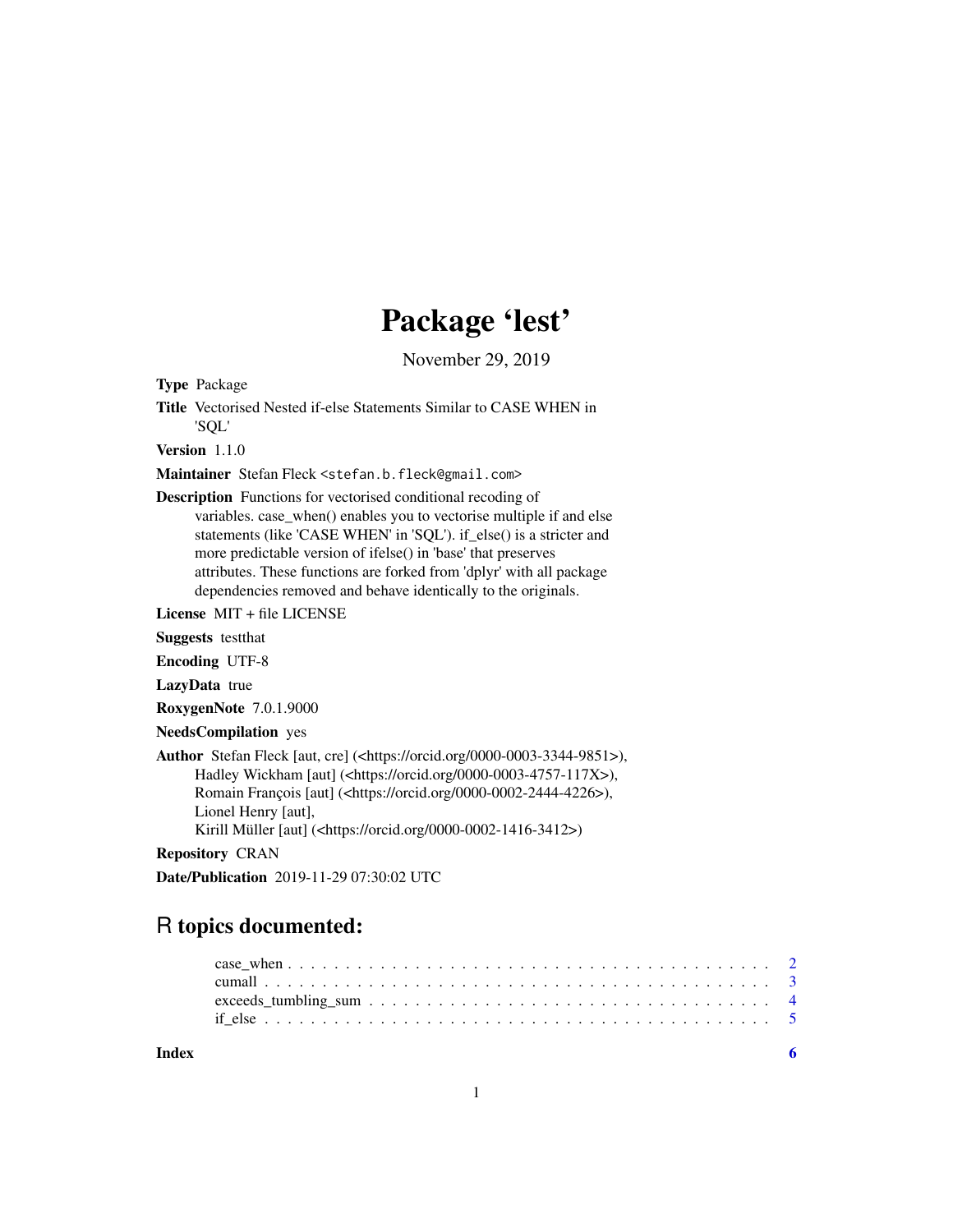# Package 'lest'

November 29, 2019

**Type** Package

**Title** Vectorised Nested if-else Statements Similar to CASE WHEN in 'SQL'

**Version** 1.1.0

**Maintainer** Stefan Fleck <stefan.b.fleck@gmail.com>

**Description** Functions for vectorised conditional recoding of variables. case_when() enables you to vectorise multiple if and else statements (like 'CASE WHEN' in 'SQL'). if_else() is a stricter and more predictable version of ifelse() in 'base' that preserves attributes. These functions are forked from 'dplyr' with all package dependencies removed and behave identically to the originals.

**License** MIT + file LICENSE

**Suggests** testthat

**Encoding** UTF-8

**LazyData** true

**RoxygenNote** 7.0.1.9000

**NeedsCompilation** yes

**Author** Stefan Fleck [aut, cre] (<https://orcid.org/0000-0003-3344-9851>), Hadley Wickham [aut] (<https://orcid.org/0000-0003-4757-117X>), Romain François [aut] (<https://orcid.org/0000-0002-2444-4226>), Lionel Henry [aut], Kirill Müller [aut] (<https://orcid.org/0000-0002-1416-3412>)

**Repository** CRAN

**Date/Publication** 2019-11-29 07:30:02 UTC

## R topics documented:

case_when . . . . . . . . . . . . . . . . . . . . . . . . . . . . . . . . . . . . . . . . . 2
cumall . . . . . . . . . . . . . . . . . . . . . . . . . . . . . . . . . . . . . . . . . . . 3
exceeds_tumbling_sum . . . . . . . . . . . . . . . . . . . . . . . . . . . . . . . . . . 4
if_else . . . . . . . . . . . . . . . . . . . . . . . . . . . . . . . . . . . . . . . . . . . 5

**Index** 6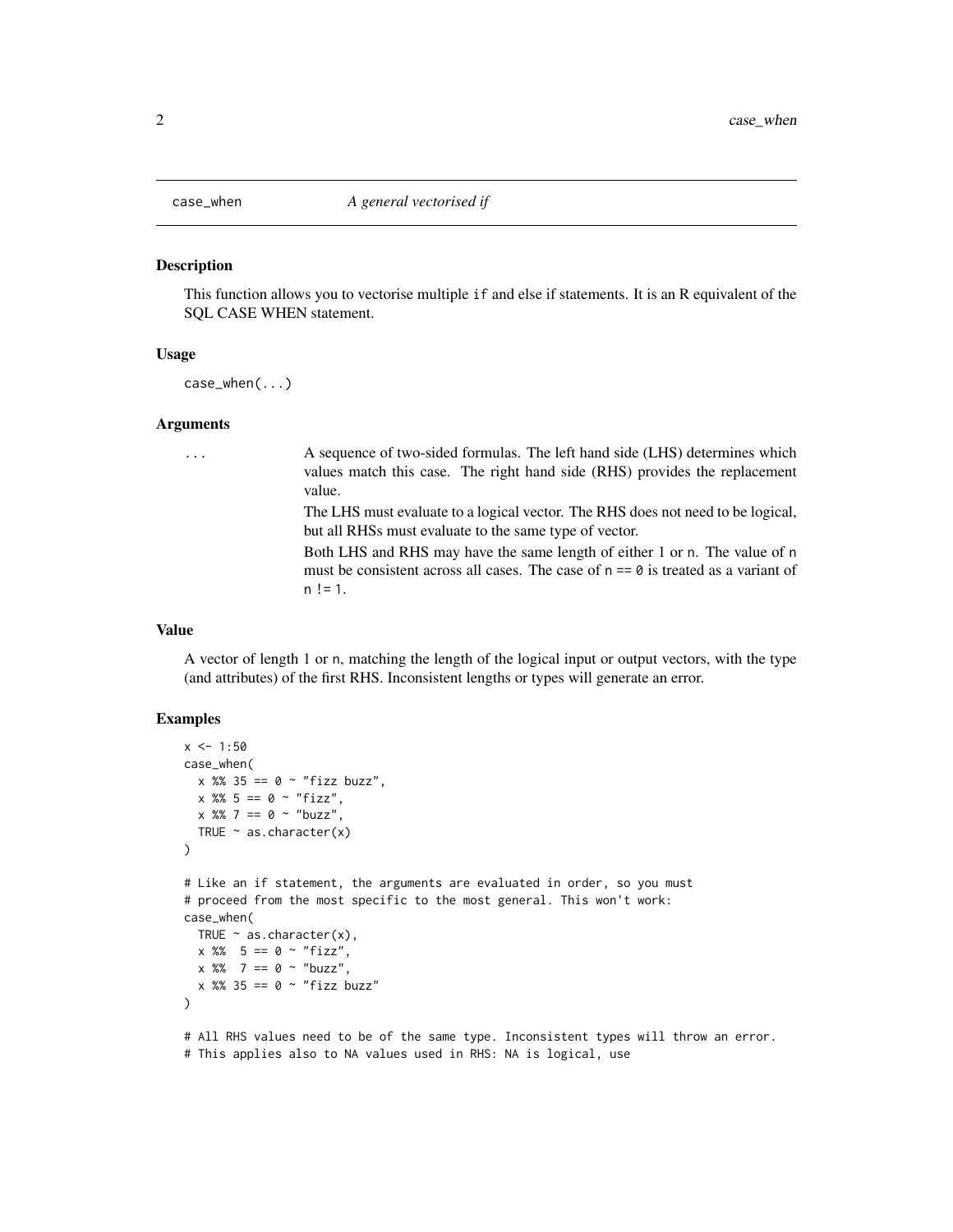`case_when` *A general vectorised if*

## Description

This function allows you to vectorise multiple `if` and `else if` statements. It is an R equivalent of the SQL CASE WHEN statement.

## Usage

```
case_when(...)
```

## Arguments

`...` A sequence of two-sided formulas. The left hand side (LHS) determines which values match this case. The right hand side (RHS) provides the replacement value.

The LHS must evaluate to a logical vector. The RHS does not need to be logical, but all RHSs must evaluate to the same type of vector.

Both LHS and RHS may have the same length of either 1 or `n`. The value of `n` must be consistent across all cases. The case of `n == 0` is treated as a variant of `n != 1`.

## Value

A vector of length 1 or `n`, matching the length of the logical input or output vectors, with the type (and attributes) of the first RHS. Inconsistent lengths or types will generate an error.

## Examples

```
x <- 1:50
case_when(
  x %% 35 == 0 ~ "fizz buzz",
  x %% 5 == 0 ~ "fizz",
  x %% 7 == 0 ~ "buzz",
  TRUE ~ as.character(x)
)

# Like an if statement, the arguments are evaluated in order, so you must
# proceed from the most specific to the most general. This won't work:
case_when(
  TRUE ~ as.character(x),
  x %%  5 == 0 ~ "fizz",
  x %%  7 == 0 ~ "buzz",
  x %% 35 == 0 ~ "fizz buzz"
)

# All RHS values need to be of the same type. Inconsistent types will throw an error.
# This applies also to NA values used in RHS: NA is logical, use
```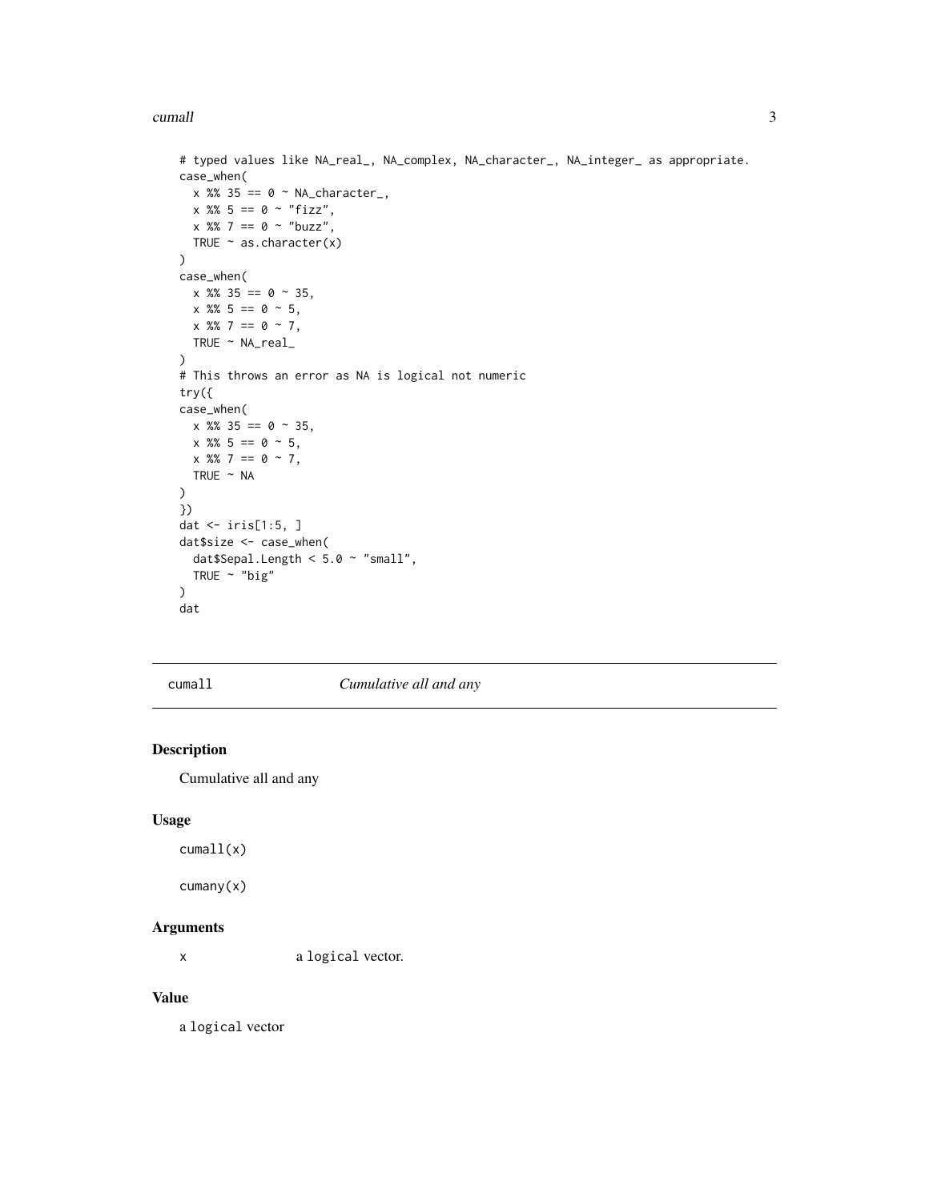```
# typed values like NA_real_, NA_complex, NA_character_, NA_integer_ as appropriate.
case_when(
  x %% 35 == 0 ~ NA_character_,
  x %% 5 == 0 ~ "fizz",
  x %% 7 == 0 ~ "buzz",
  TRUE ~ as.character(x)
)
case_when(
  x %% 35 == 0 ~ 35,
  x %% 5 == 0 ~ 5,
  x %% 7 == 0 ~ 7,
  TRUE ~ NA_real_
)
# This throws an error as NA is logical not numeric
try({
case_when(
  x %% 35 == 0 ~ 35,
  x %% 5 == 0 ~ 5,
  x %% 7 == 0 ~ 7,
  TRUE ~ NA
)
})
dat <- iris[1:5, ]
dat$size <- case_when(
  dat$Sepal.Length < 5.0 ~ "small",
  TRUE ~ "big"
)
dat
```

---

## cumall — *Cumulative all and any*

### Description

Cumulative all and any

### Usage

```
cumall(x)

cumany(x)
```

### Arguments

| | |
|---|---|
| x | a logical vector. |

### Value

a logical vector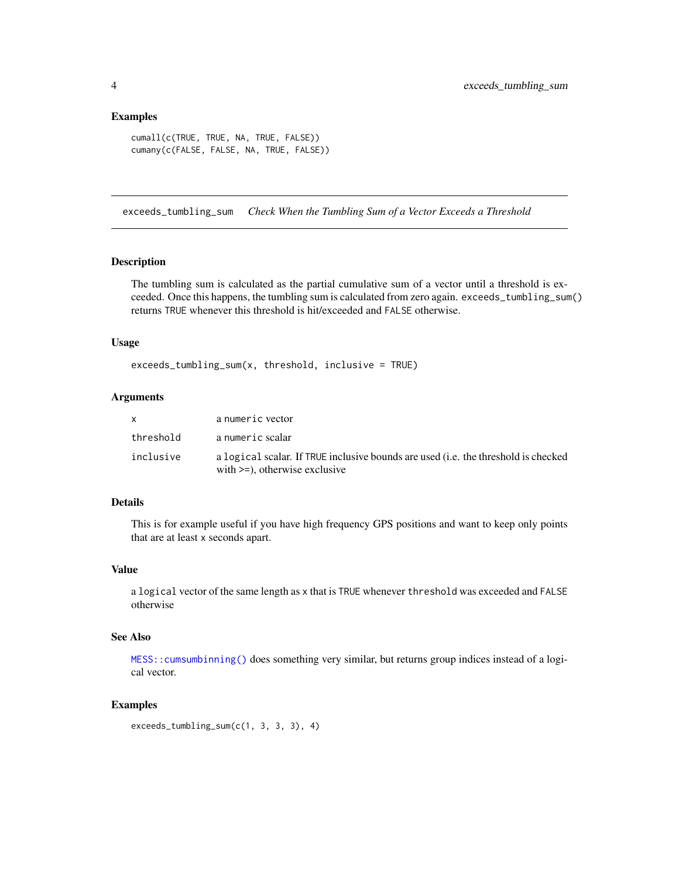## Examples

```
cumall(c(TRUE, TRUE, NA, TRUE, FALSE))
cumany(c(FALSE, FALSE, NA, TRUE, FALSE))
```

---

# exceeds_tumbling_sum    *Check When the Tumbling Sum of a Vector Exceeds a Threshold*

---

## Description

The tumbling sum is calculated as the partial cumulative sum of a vector until a threshold is exceeded. Once this happens, the tumbling sum is calculated from zero again. `exceeds_tumbling_sum()` returns `TRUE` whenever this threshold is hit/exceeded and `FALSE` otherwise.

## Usage

```
exceeds_tumbling_sum(x, threshold, inclusive = TRUE)
```

## Arguments

| | |
|---|---|
| `x` | a `numeric` vector |
| `threshold` | a `numeric` scalar |
| `inclusive` | a `logical` scalar. If `TRUE` inclusive bounds are used (i.e. the threshold is checked with >=), otherwise exclusive |

## Details

This is for example useful if you have high frequency GPS positions and want to keep only points that are at least `x` seconds apart.

## Value

a `logical` vector of the same length as `x` that is `TRUE` whenever `threshold` was exceeded and `FALSE` otherwise

## See Also

`MESS::cumsumbinning()` does something very similar, but returns group indices instead of a logical vector.

## Examples

```
exceeds_tumbling_sum(c(1, 3, 3, 3), 4)
```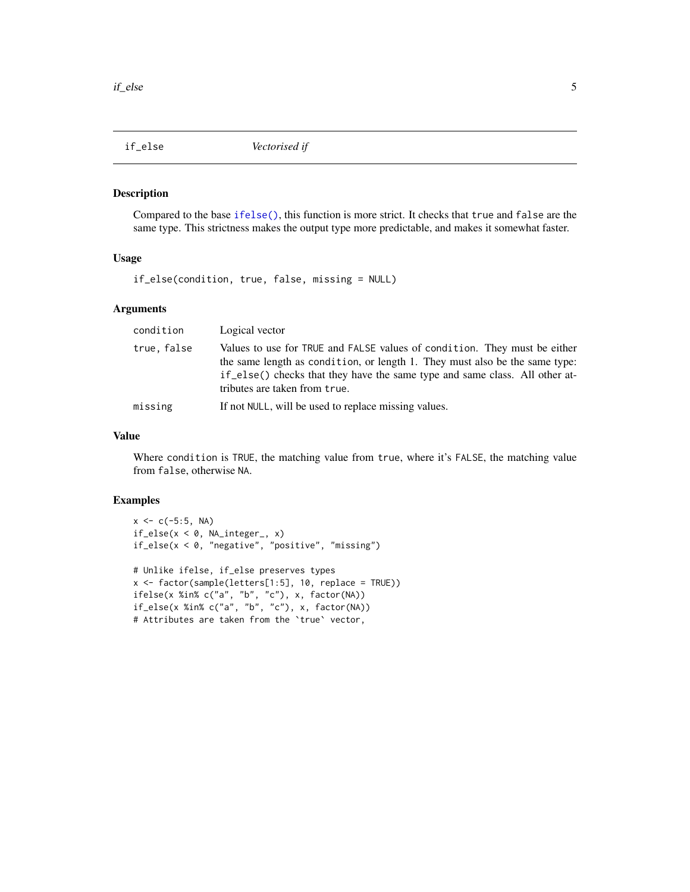## if_else — *Vectorised if*

### Description

Compared to the base ifelse(), this function is more strict. It checks that `true` and `false` are the same type. This strictness makes the output type more predictable, and makes it somewhat faster.

### Usage

```
if_else(condition, true, false, missing = NULL)
```

### Arguments

| | |
|---|---|
| `condition` | Logical vector |
| `true, false` | Values to use for `TRUE` and `FALSE` values of `condition`. They must be either the same length as `condition`, or length 1. They must also be the same type: `if_else()` checks that they have the same type and same class. All other attributes are taken from `true`. |
| `missing` | If not `NULL`, will be used to replace missing values. |

### Value

Where `condition` is `TRUE`, the matching value from `true`, where it's `FALSE`, the matching value from `false`, otherwise `NA`.

### Examples

```
x <- c(-5:5, NA)
if_else(x < 0, NA_integer_, x)
if_else(x < 0, "negative", "positive", "missing")

# Unlike ifelse, if_else preserves types
x <- factor(sample(letters[1:5], 10, replace = TRUE))
ifelse(x %in% c("a", "b", "c"), x, factor(NA))
if_else(x %in% c("a", "b", "c"), x, factor(NA))
# Attributes are taken from the `true` vector,
```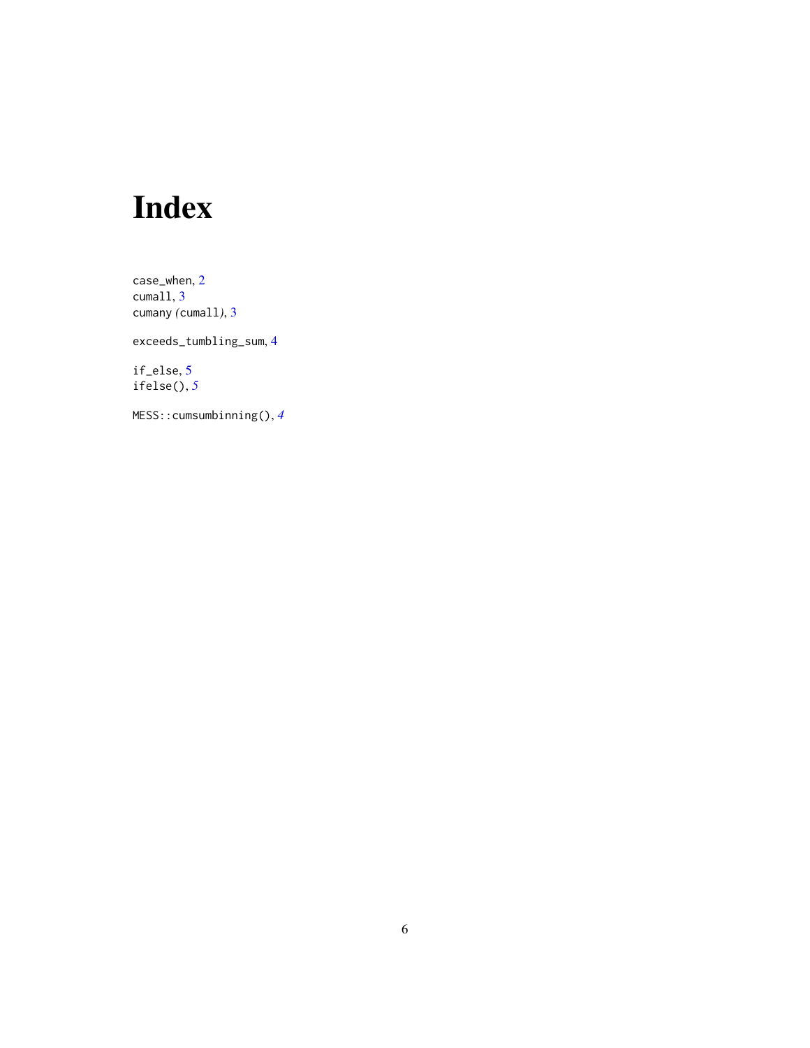# Index

case_when, 2
cumall, 3
cumany (cumall), 3

exceeds_tumbling_sum, 4

if_else, 5
ifelse(), 5

MESS::cumsumbinning(), 4